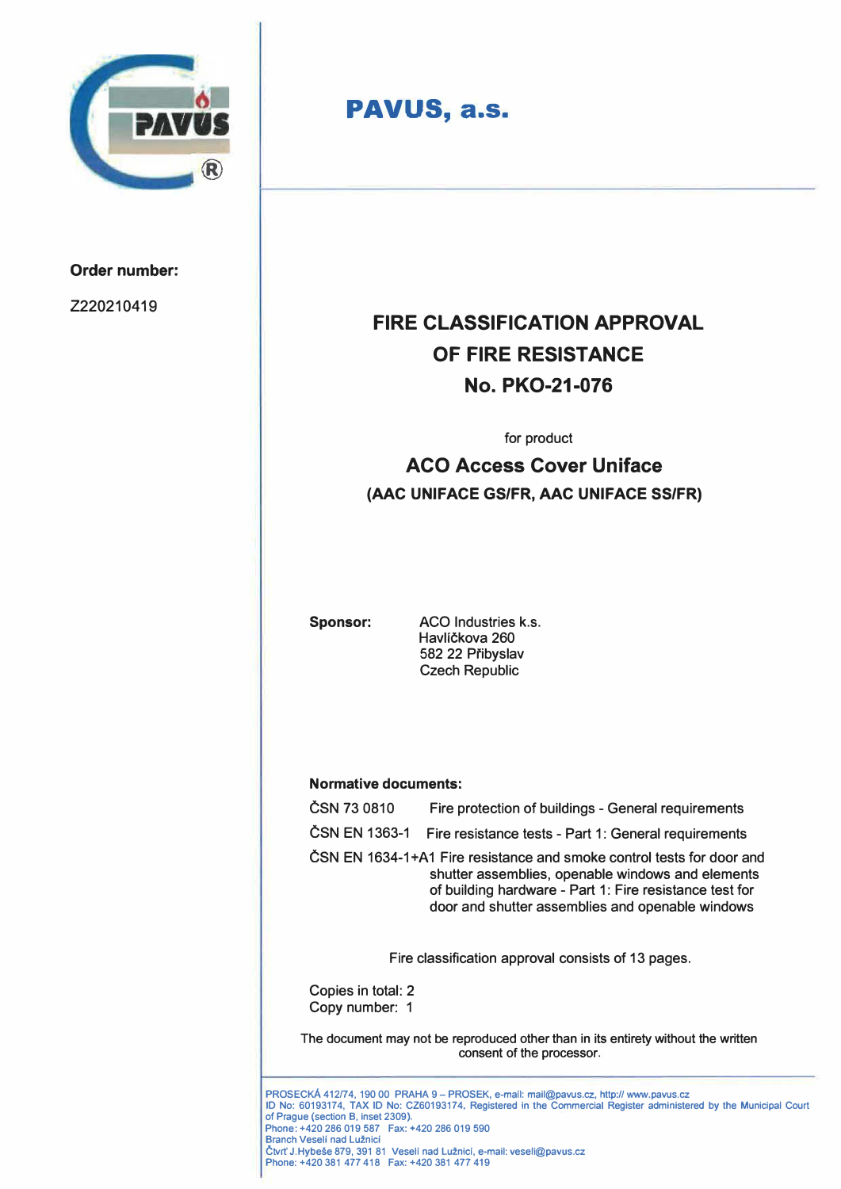# PAVUS, a.s.

**Order number:**

Z220210419

## FIRE CLASSIFICATION APPROVAL OF FIRE RESISTANCE No. PKO-21-076

for product

## ACO Access Cover Uniface

**(AAC UNIFACE GS/FR, AAC UNIFACE SS/FR)**

**Sponsor:** ACO Industries k.s.
Havlíčkova 260
582 22 Přibyslav
Czech Republic

**Normative documents:**

ČSN 73 0810 Fire protection of buildings - General requirements

ČSN EN 1363-1 Fire resistance tests - Part 1: General requirements

ČSN EN 1634-1+A1 Fire resistance and smoke control tests for door and shutter assemblies, openable windows and elements of building hardware - Part 1: Fire resistance test for door and shutter assemblies and openable windows

Fire classification approval consists of 13 pages.

Copies in total: 2
Copy number: 1

The document may not be reproduced other than in its entirety without the written consent of the processor.

PROSECKÁ 412/74, 190 00 PRAHA 9 – PROSEK, e-mail: mail@pavus.cz, http:// www.pavus.cz
ID No: 60193174, TAX ID No: CZ60193174, Registered in the Commercial Register administered by the Municipal Court of Prague (section B, inset 2309).
Phone: +420 286 019 587 Fax: +420 286 019 590
Branch Veselí nad Lužnicí
Čtvrť J.Hybeše 879, 391 81 Veselí nad Lužnicí, e-mail: veseli@pavus.cz
Phone: +420 381 477 418 Fax: +420 381 477 419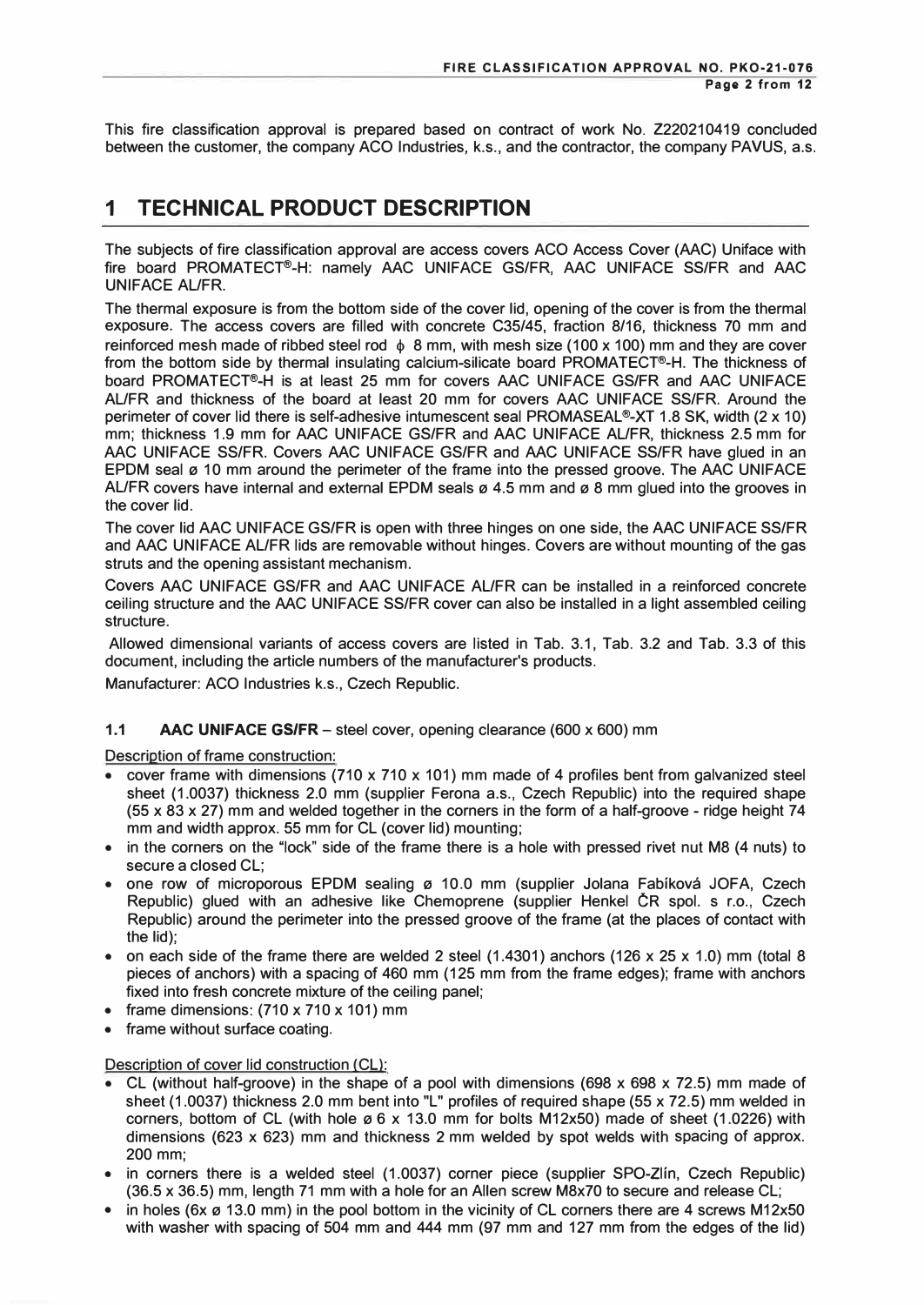This fire classification approval is prepared based on contract of work No. Z220210419 concluded between the customer, the company ACO Industries, k.s., and the contractor, the company PAVUS, a.s.

# 1 TECHNICAL PRODUCT DESCRIPTION

The subjects of fire classification approval are access covers ACO Access Cover (AAC) Uniface with fire board PROMATECT®-H: namely AAC UNIFACE GS/FR, AAC UNIFACE SS/FR and AAC UNIFACE AL/FR.

The thermal exposure is from the bottom side of the cover lid, opening of the cover is from the thermal exposure. The access covers are filled with concrete C35/45, fraction 8/16, thickness 70 mm and reinforced mesh made of ribbed steel rod ϕ 8 mm, with mesh size (100 x 100) mm and they are cover from the bottom side by thermal insulating calcium-silicate board PROMATECT®-H. The thickness of board PROMATECT®-H is at least 25 mm for covers AAC UNIFACE GS/FR and AAC UNIFACE AL/FR and thickness of the board at least 20 mm for covers AAC UNIFACE SS/FR. Around the perimeter of cover lid there is self-adhesive intumescent seal PROMASEAL®-XT 1.8 SK, width (2 x 10) mm; thickness 1.9 mm for AAC UNIFACE GS/FR and AAC UNIFACE AL/FR, thickness 2.5 mm for AAC UNIFACE SS/FR. Covers AAC UNIFACE GS/FR and AAC UNIFACE SS/FR have glued in an EPDM seal ø 10 mm around the perimeter of the frame into the pressed groove. The AAC UNIFACE AL/FR covers have internal and external EPDM seals ø 4.5 mm and ø 8 mm glued into the grooves in the cover lid.

The cover lid AAC UNIFACE GS/FR is open with three hinges on one side, the AAC UNIFACE SS/FR and AAC UNIFACE AL/FR lids are removable without hinges. Covers are without mounting of the gas struts and the opening assistant mechanism.

Covers AAC UNIFACE GS/FR and AAC UNIFACE AL/FR can be installed in a reinforced concrete ceiling structure and the AAC UNIFACE SS/FR cover can also be installed in a light assembled ceiling structure.

Allowed dimensional variants of access covers are listed in Tab. 3.1, Tab. 3.2 and Tab. 3.3 of this document, including the article numbers of the manufacturer's products.

Manufacturer: ACO Industries k.s., Czech Republic.

### 1.1 AAC UNIFACE GS/FR – steel cover, opening clearance (600 x 600) mm

Description of frame construction:

- cover frame with dimensions (710 x 710 x 101) mm made of 4 profiles bent from galvanized steel sheet (1.0037) thickness 2.0 mm (supplier Ferona a.s., Czech Republic) into the required shape (55 x 83 x 27) mm and welded together in the corners in the form of a half-groove - ridge height 74 mm and width approx. 55 mm for CL (cover lid) mounting;
- in the corners on the "lock" side of the frame there is a hole with pressed rivet nut M8 (4 nuts) to secure a closed CL;
- one row of microporous EPDM sealing ø 10.0 mm (supplier Jolana Fabíková JOFA, Czech Republic) glued with an adhesive like Chemoprene (supplier Henkel ČR spol. s r.o., Czech Republic) around the perimeter into the pressed groove of the frame (at the places of contact with the lid);
- on each side of the frame there are welded 2 steel (1.4301) anchors (126 x 25 x 1.0) mm (total 8 pieces of anchors) with a spacing of 460 mm (125 mm from the frame edges); frame with anchors fixed into fresh concrete mixture of the ceiling panel;
- frame dimensions: (710 x 710 x 101) mm
- frame without surface coating.

Description of cover lid construction (CL):

- CL (without half-groove) in the shape of a pool with dimensions (698 x 698 x 72.5) mm made of sheet (1.0037) thickness 2.0 mm bent into "L" profiles of required shape (55 x 72.5) mm welded in corners, bottom of CL (with hole ø 6 x 13.0 mm for bolts M12x50) made of sheet (1.0226) with dimensions (623 x 623) mm and thickness 2 mm welded by spot welds with spacing of approx. 200 mm;
- in corners there is a welded steel (1.0037) corner piece (supplier SPO-Zlín, Czech Republic) (36.5 x 36.5) mm, length 71 mm with a hole for an Allen screw M8x70 to secure and release CL;
- in holes (6x ø 13.0 mm) in the pool bottom in the vicinity of CL corners there are 4 screws M12x50 with washer with spacing of 504 mm and 444 mm (97 mm and 127 mm from the edges of the lid)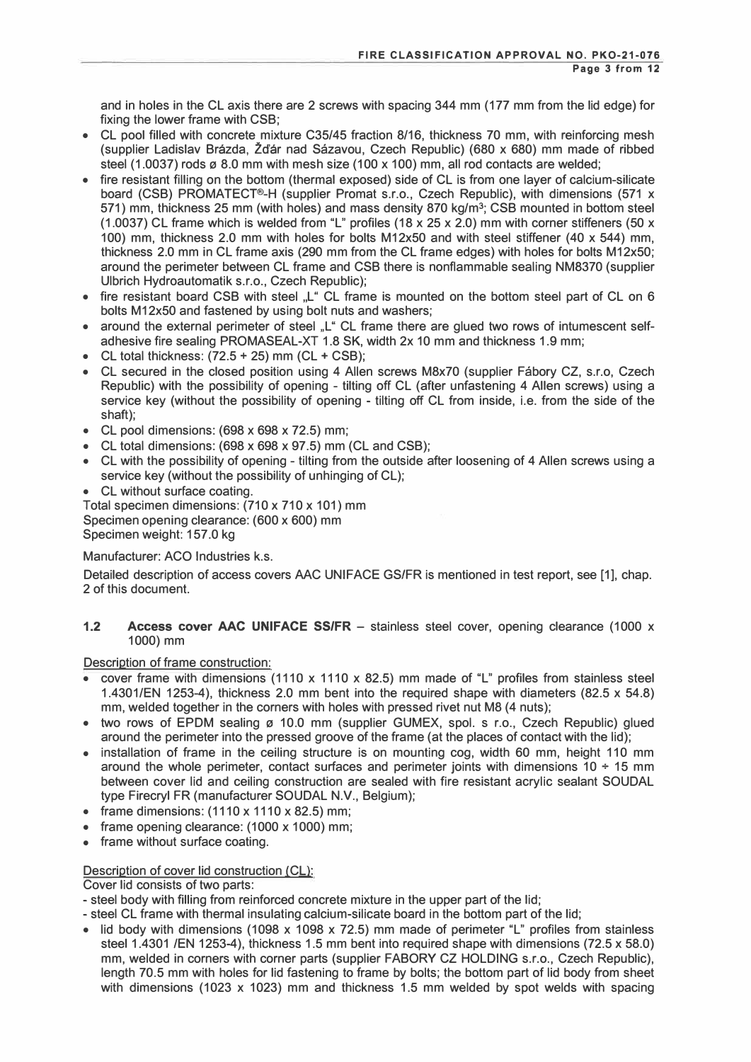and in holes in the CL axis there are 2 screws with spacing 344 mm (177 mm from the lid edge) for fixing the lower frame with CSB;

- CL pool filled with concrete mixture C35/45 fraction 8/16, thickness 70 mm, with reinforcing mesh (supplier Ladislav Brázda, Žďár nad Sázavou, Czech Republic) (680 x 680) mm made of ribbed steel (1.0037) rods ø 8.0 mm with mesh size (100 x 100) mm, all rod contacts are welded;
- fire resistant filling on the bottom (thermal exposed) side of CL is from one layer of calcium-silicate board (CSB) PROMATECT®-H (supplier Promat s.r.o., Czech Republic), with dimensions (571 x 571) mm, thickness 25 mm (with holes) and mass density 870 kg/m³; CSB mounted in bottom steel (1.0037) CL frame which is welded from "L" profiles (18 x 25 x 2.0) mm with corner stiffeners (50 x 100) mm, thickness 2.0 mm with holes for bolts M12x50 and with steel stiffener (40 x 544) mm, thickness 2.0 mm in CL frame axis (290 mm from the CL frame edges) with holes for bolts M12x50; around the perimeter between CL frame and CSB there is nonflammable sealing NM8370 (supplier Ulbrich Hydroautomatik s.r.o., Czech Republic);
- fire resistant board CSB with steel „L" CL frame is mounted on the bottom steel part of CL on 6 bolts M12x50 and fastened by using bolt nuts and washers;
- around the external perimeter of steel „L" CL frame there are glued two rows of intumescent self-adhesive fire sealing PROMASEAL-XT 1.8 SK, width 2x 10 mm and thickness 1.9 mm;
- CL total thickness: (72.5 + 25) mm (CL + CSB);
- CL secured in the closed position using 4 Allen screws M8x70 (supplier Fábory CZ, s.r.o, Czech Republic) with the possibility of opening - tilting off CL (after unfastening 4 Allen screws) using a service key (without the possibility of opening - tilting off CL from inside, i.e. from the side of the shaft);
- CL pool dimensions: (698 x 698 x 72.5) mm;
- CL total dimensions: (698 x 698 x 97.5) mm (CL and CSB);
- CL with the possibility of opening - tilting from the outside after loosening of 4 Allen screws using a service key (without the possibility of unhinging of CL);
- CL without surface coating.

Total specimen dimensions: (710 x 710 x 101) mm
Specimen opening clearance: (600 x 600) mm
Specimen weight: 157.0 kg

Manufacturer: ACO Industries k.s.

Detailed description of access covers AAC UNIFACE GS/FR is mentioned in test report, see [1], chap. 2 of this document.

### 1.2 Access cover AAC UNIFACE SS/FR – stainless steel cover, opening clearance (1000 x 1000) mm

Description of frame construction:

- cover frame with dimensions (1110 x 1110 x 82.5) mm made of "L" profiles from stainless steel 1.4301/EN 1253-4), thickness 2.0 mm bent into the required shape with diameters (82.5 x 54.8) mm, welded together in the corners with holes with pressed rivet nut M8 (4 nuts);
- two rows of EPDM sealing ø 10.0 mm (supplier GUMEX, spol. s r.o., Czech Republic) glued around the perimeter into the pressed groove of the frame (at the places of contact with the lid);
- installation of frame in the ceiling structure is on mounting cog, width 60 mm, height 110 mm around the whole perimeter, contact surfaces and perimeter joints with dimensions 10 ÷ 15 mm between cover lid and ceiling construction are sealed with fire resistant acrylic sealant SOUDAL type Firecryl FR (manufacturer SOUDAL N.V., Belgium);
- frame dimensions: (1110 x 1110 x 82.5) mm;
- frame opening clearance: (1000 x 1000) mm;
- frame without surface coating.

Description of cover lid construction (CL):

Cover lid consists of two parts:
- steel body with filling from reinforced concrete mixture in the upper part of the lid;
- steel CL frame with thermal insulating calcium-silicate board in the bottom part of the lid;

- lid body with dimensions (1098 x 1098 x 72.5) mm made of perimeter "L" profiles from stainless steel 1.4301 /EN 1253-4), thickness 1.5 mm bent into required shape with dimensions (72.5 x 58.0) mm, welded in corners with corner parts (supplier FABORY CZ HOLDING s.r.o., Czech Republic), length 70.5 mm with holes for lid fastening to frame by bolts; the bottom part of lid body from sheet with dimensions (1023 x 1023) mm and thickness 1.5 mm welded by spot welds with spacing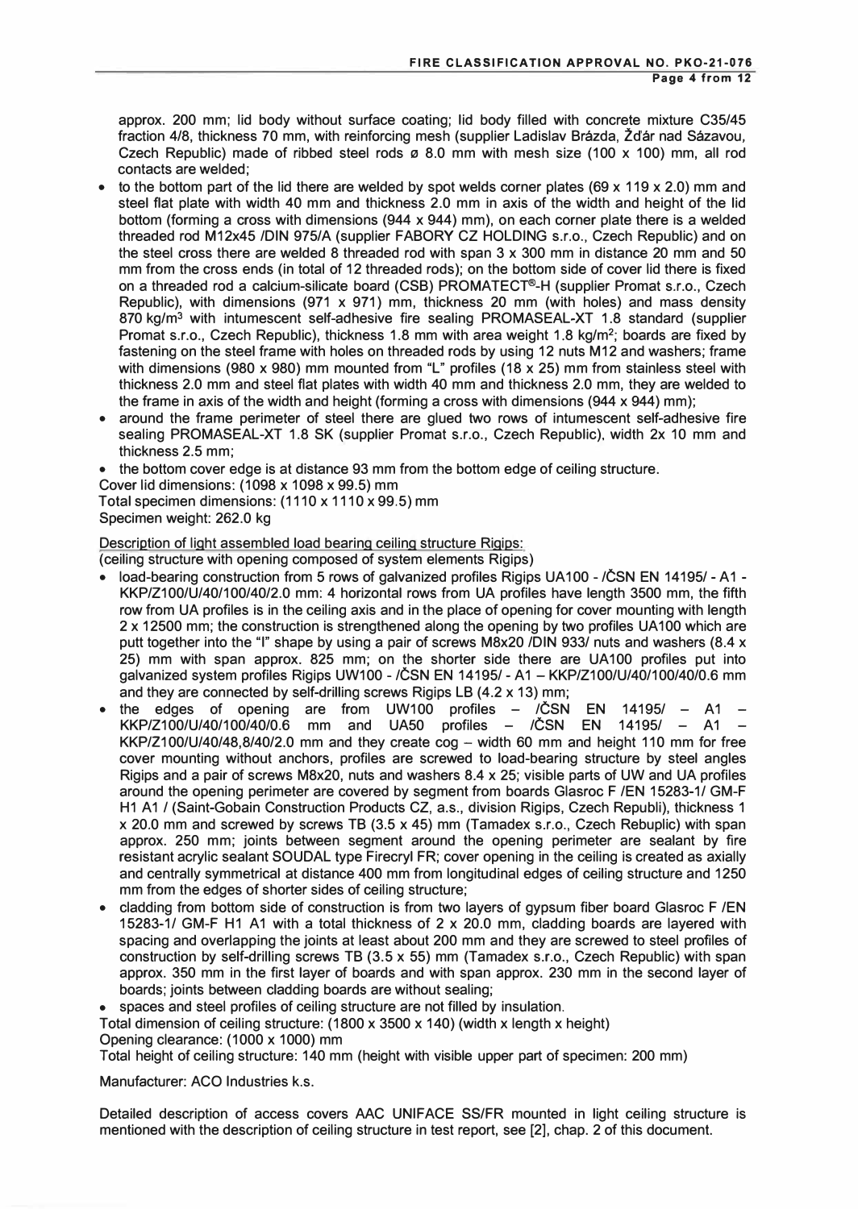approx. 200 mm; lid body without surface coating; lid body filled with concrete mixture C35/45 fraction 4/8, thickness 70 mm, with reinforcing mesh (supplier Ladislav Brázda, Žďár nad Sázavou, Czech Republic) made of ribbed steel rods ø 8.0 mm with mesh size (100 x 100) mm, all rod contacts are welded;

- to the bottom part of the lid there are welded by spot welds corner plates (69 x 119 x 2.0) mm and steel flat plate with width 40 mm and thickness 2.0 mm in axis of the width and height of the lid bottom (forming a cross with dimensions (944 x 944) mm), on each corner plate there is a welded threaded rod M12x45 /DIN 975/A (supplier FABORY CZ HOLDING s.r.o., Czech Republic) and on the steel cross there are welded 8 threaded rod with span 3 x 300 mm in distance 20 mm and 50 mm from the cross ends (in total of 12 threaded rods); on the bottom side of cover lid there is fixed on a threaded rod a calcium-silicate board (CSB) PROMATECT®-H (supplier Promat s.r.o., Czech Republic), with dimensions (971 x 971) mm, thickness 20 mm (with holes) and mass density 870 kg/m³ with intumescent self-adhesive fire sealing PROMASEAL-XT 1.8 standard (supplier Promat s.r.o., Czech Republic), thickness 1.8 mm with area weight 1.8 kg/m²; boards are fixed by fastening on the steel frame with holes on threaded rods by using 12 nuts M12 and washers; frame with dimensions (980 x 980) mm mounted from "L" profiles (18 x 25) mm from stainless steel with thickness 2.0 mm and steel flat plates with width 40 mm and thickness 2.0 mm, they are welded to the frame in axis of the width and height (forming a cross with dimensions (944 x 944) mm);
- around the frame perimeter of steel there are glued two rows of intumescent self-adhesive fire sealing PROMASEAL-XT 1.8 SK (supplier Promat s.r.o., Czech Republic), width 2x 10 mm and thickness 2.5 mm;
- the bottom cover edge is at distance 93 mm from the bottom edge of ceiling structure.

Cover lid dimensions: (1098 x 1098 x 99.5) mm
Total specimen dimensions: (1110 x 1110 x 99.5) mm
Specimen weight: 262.0 kg

Description of light assembled load bearing ceiling structure Rigips:
(ceiling structure with opening composed of system elements Rigips)

- load-bearing construction from 5 rows of galvanized profiles Rigips UA100 - /ČSN EN 14195/ - A1 - KKP/Z100/U/40/100/40/2.0 mm: 4 horizontal rows from UA profiles have length 3500 mm, the fifth row from UA profiles is in the ceiling axis and in the place of opening for cover mounting with length 2 x 12500 mm; the construction is strengthened along the opening by two profiles UA100 which are putt together into the "I" shape by using a pair of screws M8x20 /DIN 933/ nuts and washers (8.4 x 25) mm with span approx. 825 mm; on the shorter side there are UA100 profiles put into galvanized system profiles Rigips UW100 - /ČSN EN 14195/ - A1 – KKP/Z100/U/40/100/40/0.6 mm and they are connected by self-drilling screws Rigips LB (4.2 x 13) mm;
- the edges of opening are from UW100 profiles – /ČSN EN 14195/ – A1 – KKP/Z100/U/40/100/40/0.6 mm and UA50 profiles – /ČSN EN 14195/ – A1 – KKP/Z100/U/40/48,8/40/2.0 mm and they create cog – width 60 mm and height 110 mm for free cover mounting without anchors, profiles are screwed to load-bearing structure by steel angles Rigips and a pair of screws M8x20, nuts and washers 8.4 x 25; visible parts of UW and UA profiles around the opening perimeter are covered by segment from boards Glasroc F /EN 15283-1/ GM-F H1 A1 / (Saint-Gobain Construction Products CZ, a.s., division Rigips, Czech Republi), thickness 1 x 20.0 mm and screwed by screws TB (3.5 x 45) mm (Tamadex s.r.o., Czech Rebuplic) with span approx. 250 mm; joints between segment around the opening perimeter are sealant by fire resistant acrylic sealant SOUDAL type Firecryl FR; cover opening in the ceiling is created as axially and centrally symmetrical at distance 400 mm from longitudinal edges of ceiling structure and 1250 mm from the edges of shorter sides of ceiling structure;
- cladding from bottom side of construction is from two layers of gypsum fiber board Glasroc F /EN 15283-1/ GM-F H1 A1 with a total thickness of 2 x 20.0 mm, cladding boards are layered with spacing and overlapping the joints at least about 200 mm and they are screwed to steel profiles of construction by self-drilling screws TB (3.5 x 55) mm (Tamadex s.r.o., Czech Republic) with span approx. 350 mm in the first layer of boards and with span approx. 230 mm in the second layer of boards; joints between cladding boards are without sealing;
- spaces and steel profiles of ceiling structure are not filled by insulation.

Total dimension of ceiling structure: (1800 x 3500 x 140) (width x length x height)
Opening clearance: (1000 x 1000) mm
Total height of ceiling structure: 140 mm (height with visible upper part of specimen: 200 mm)

Manufacturer: ACO Industries k.s.

Detailed description of access covers AAC UNIFACE SS/FR mounted in light ceiling structure is mentioned with the description of ceiling structure in test report, see [2], chap. 2 of this document.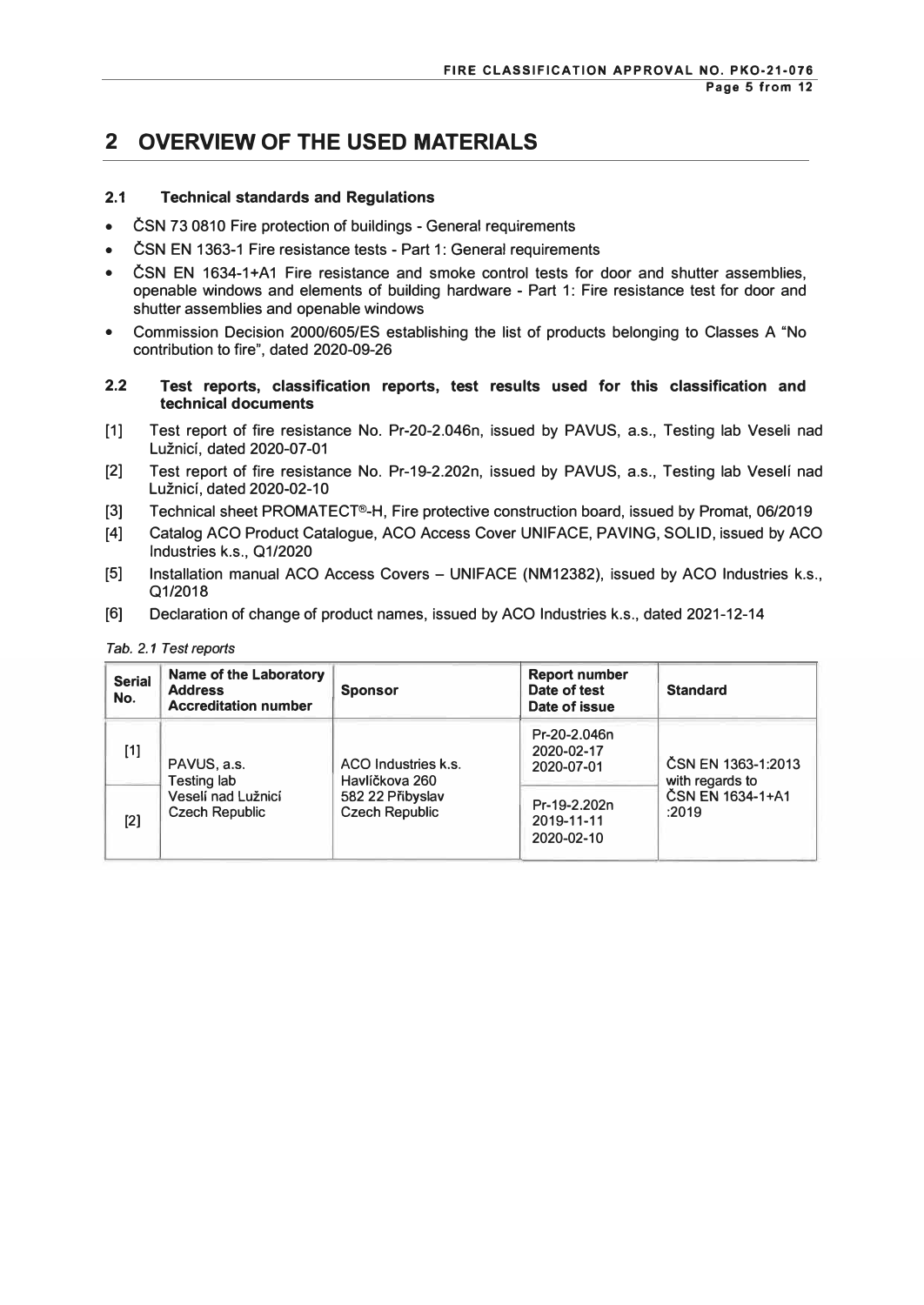# 2 OVERVIEW OF THE USED MATERIALS

### 2.1 Technical standards and Regulations

- ČSN 73 0810 Fire protection of buildings - General requirements
- ČSN EN 1363-1 Fire resistance tests - Part 1: General requirements
- ČSN EN 1634-1+A1 Fire resistance and smoke control tests for door and shutter assemblies, openable windows and elements of building hardware - Part 1: Fire resistance test for door and shutter assemblies and openable windows
- Commission Decision 2000/605/ES establishing the list of products belonging to Classes A "No contribution to fire", dated 2020-09-26

### 2.2 Test reports, classification reports, test results used for this classification and technical documents

[1] Test report of fire resistance No. Pr-20-2.046n, issued by PAVUS, a.s., Testing lab Veseli nad Lužnicí, dated 2020-07-01

[2] Test report of fire resistance No. Pr-19-2.202n, issued by PAVUS, a.s., Testing lab Veselí nad Lužnicí, dated 2020-02-10

[3] Technical sheet PROMATECT®-H, Fire protective construction board, issued by Promat, 06/2019

[4] Catalog ACO Product Catalogue, ACO Access Cover UNIFACE, PAVING, SOLID, issued by ACO Industries k.s., Q1/2020

[5] Installation manual ACO Access Covers – UNIFACE (NM12382), issued by ACO Industries k.s., Q1/2018

[6] Declaration of change of product names, issued by ACO Industries k.s., dated 2021-12-14

*Tab. 2.1 Test reports*

| Serial No. | Name of the Laboratory Address Accreditation number | Sponsor | Report number Date of test Date of issue | Standard |
|---|---|---|---|---|
| [1] | PAVUS, a.s. Testing lab Veselí nad Lužnicí Czech Republic | ACO Industries k.s. Havlíčkova 260 582 22 Přibyslav Czech Republic | Pr-20-2.046n 2020-02-17 2020-07-01 | ČSN EN 1363-1:2013 with regards to ČSN EN 1634-1+A1 :2019 |
| [2] | | | Pr-19-2.202n 2019-11-11 2020-02-10 | |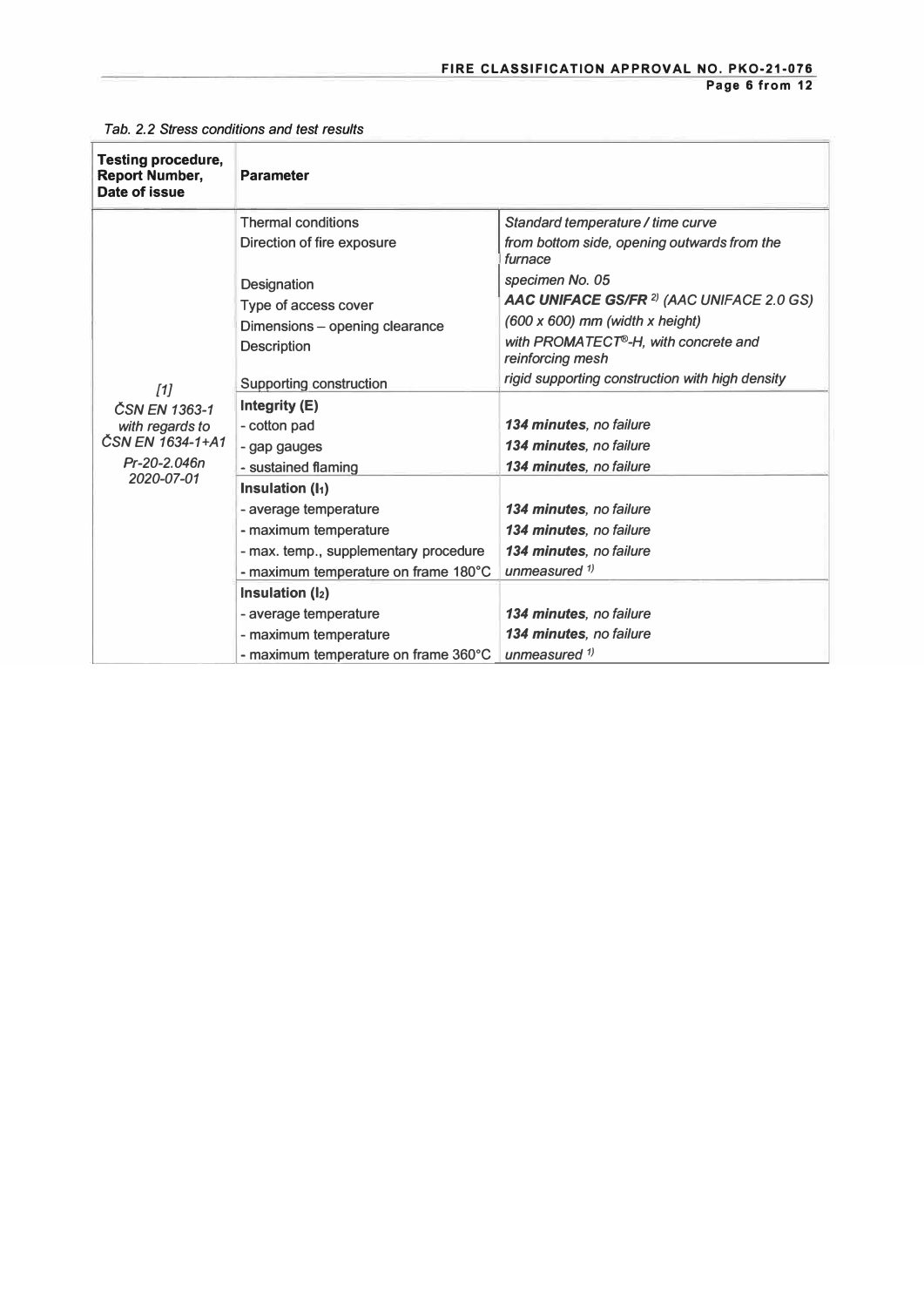*Tab. 2.2 Stress conditions and test results*

| Testing procedure, Report Number, Date of issue | Parameter | |
|---|---|---|
| *[1]*<br>*ČSN EN 1363-1 with regards to ČSN EN 1634-1+A1*<br>*Pr-20-2.046n*<br>*2020-07-01* | Thermal conditions | *Standard temperature / time curve* |
| | Direction of fire exposure | *from bottom side, opening outwards from the furnace* |
| | Designation | *specimen No. 05* |
| | Type of access cover | ***AAC UNIFACE GS/FR*** *2) (AAC UNIFACE 2.0 GS)* |
| | Dimensions – opening clearance | *(600 x 600) mm (width x height)* |
| | Description | *with PROMATECT®-H, with concrete and reinforcing mesh* |
| | Supporting construction | *rigid supporting construction with high density* |
| | **Integrity (E)** | |
| | - cotton pad | ***134 minutes**, no failure* |
| | - gap gauges | ***134 minutes**, no failure* |
| | - sustained flaming | ***134 minutes**, no failure* |
| | **Insulation ($I_1$)** | |
| | - average temperature | ***134 minutes**, no failure* |
| | - maximum temperature | ***134 minutes**, no failure* |
| | - max. temp., supplementary procedure | ***134 minutes**, no failure* |
| | - maximum temperature on frame 180°C | *unmeasured 1)* |
| | **Insulation ($I_2$)** | |
| | - average temperature | ***134 minutes**, no failure* |
| | - maximum temperature | ***134 minutes**, no failure* |
| | - maximum temperature on frame 360°C | *unmeasured 1)* |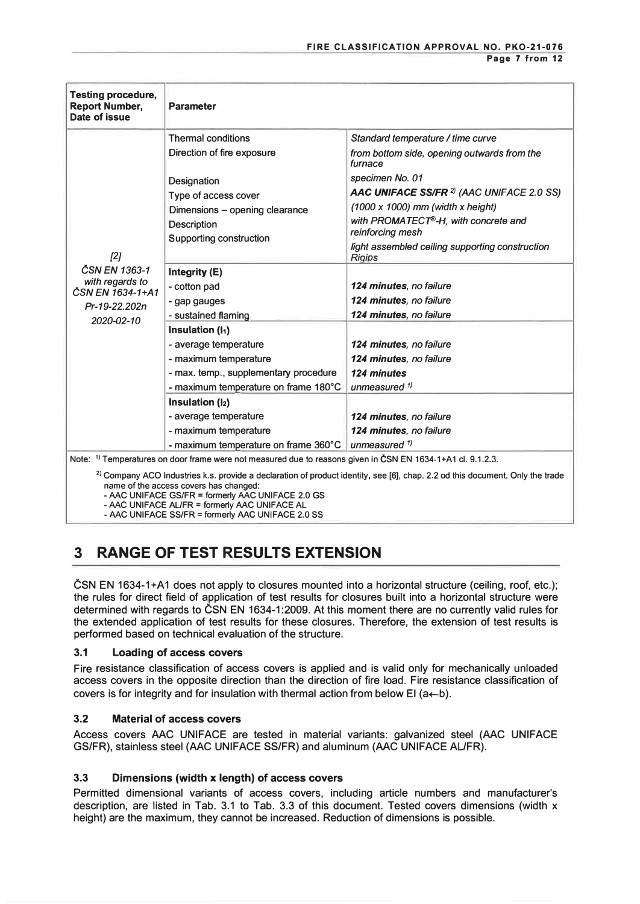| Testing procedure, Report Number, Date of issue | Parameter | |
|---|---|---|
| [2] ČSN EN 1363-1 with regards to ČSN EN 1634-1+A1 Pr-19-22.202n 2020-02-10 | Thermal conditions | *Standard temperature / time curve* |
| | Direction of fire exposure | *from bottom side, opening outwards from the furnace* |
| | Designation | *specimen No. 01* |
| | Type of access cover | ***AAC UNIFACE SS/FR*** [2] *(AAC UNIFACE 2.0 SS)* |
| | Dimensions – opening clearance | *(1000 x 1000) mm (width x height)* |
| | Description | *with PROMATECT®-H, with concrete and reinforcing mesh* |
| | Supporting construction | *light assembled ceiling supporting construction Rigips* |
| | **Integrity (E)** | |
| | - cotton pad | ***124 minutes**, no failure* |
| | - gap gauges | ***124 minutes**, no failure* |
| | - sustained flaming | ***124 minutes**, no failure* |
| | **Insulation ($I_1$)** | |
| | - average temperature | ***124 minutes**, no failure* |
| | - maximum temperature | ***124 minutes**, no failure* |
| | - max. temp., supplementary procedure | ***124 minutes*** |
| | - maximum temperature on frame 180°C | *unmeasured* [1] |
| | **Insulation ($I_2$)** | |
| | - average temperature | ***124 minutes**, no failure* |
| | - maximum temperature | ***124 minutes**, no failure* |
| | - maximum temperature on frame 360°C | *unmeasured* [1] |

Note: [1] Temperatures on door frame were not measured due to reasons given in ČSN EN 1634-1+A1 cl. 9.1.2.3.

[2] Company ACO Industries k.s. provide a declaration of product identity, see [6], chap. 2.2 od this document. Only the trade name of the access covers has changed:
- AAC UNIFACE GS/FR = formerly AAC UNIFACE 2.0 GS
- AAC UNIFACE AL/FR = formerly AAC UNIFACE AL
- AAC UNIFACE SS/FR = formerly AAC UNIFACE 2.0 SS

# 3 RANGE OF TEST RESULTS EXTENSION

ČSN EN 1634-1+A1 does not apply to closures mounted into a horizontal structure (ceiling, roof, etc.); the rules for direct field of application of test results for closures built into a horizontal structure were determined with regards to ČSN EN 1634-1:2009. At this moment there are no currently valid rules for the extended application of test results for these closures. Therefore, the extension of test results is performed based on technical evaluation of the structure.

## 3.1 Loading of access covers

Fire resistance classification of access covers is applied and is valid only for mechanically unloaded access covers in the opposite direction than the direction of fire load. Fire resistance classification of covers is for integrity and for insulation with thermal action from below EI (a←b).

## 3.2 Material of access covers

Access covers AAC UNIFACE are tested in material variants: galvanized steel (AAC UNIFACE GS/FR), stainless steel (AAC UNIFACE SS/FR) and aluminum (AAC UNIFACE AL/FR).

## 3.3 Dimensions (width x length) of access covers

Permitted dimensional variants of access covers, including article numbers and manufacturer's description, are listed in Tab. 3.1 to Tab. 3.3 of this document. Tested covers dimensions (width x height) are the maximum, they cannot be increased. Reduction of dimensions is possible.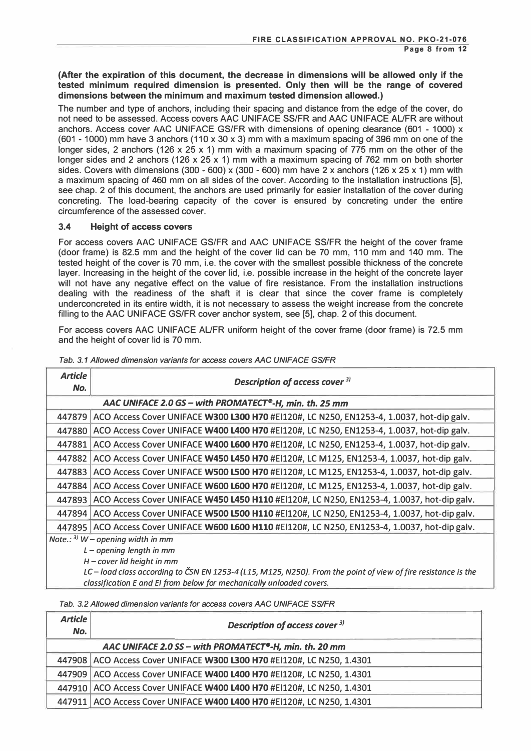**(After the expiration of this document, the decrease in dimensions will be allowed only if the tested minimum required dimension is presented. Only then will be the range of covered dimensions between the minimum and maximum tested dimension allowed.)**

The number and type of anchors, including their spacing and distance from the edge of the cover, do not need to be assessed. Access covers AAC UNIFACE SS/FR and AAC UNIFACE AL/FR are without anchors. Access cover AAC UNIFACE GS/FR with dimensions of opening clearance (601 - 1000) x (601 - 1000) mm have 3 anchors (110 x 30 x 3) mm with a maximum spacing of 396 mm on one of the longer sides, 2 anchors (126 x 25 x 1) mm with a maximum spacing of 775 mm on the other of the longer sides and 2 anchors (126 x 25 x 1) mm with a maximum spacing of 762 mm on both shorter sides. Covers with dimensions (300 - 600) x (300 - 600) mm have 2 x anchors (126 x 25 x 1) mm with a maximum spacing of 460 mm on all sides of the cover. According to the installation instructions [5], see chap. 2 of this document, the anchors are used primarily for easier installation of the cover during concreting. The load-bearing capacity of the cover is ensured by concreting under the entire circumference of the assessed cover.

### 3.4 Height of access covers

For access covers AAC UNIFACE GS/FR and AAC UNIFACE SS/FR the height of the cover frame (door frame) is 82.5 mm and the height of the cover lid can be 70 mm, 110 mm and 140 mm. The tested height of the cover is 70 mm, i.e. the cover with the smallest possible thickness of the concrete layer. Increasing in the height of the cover lid, i.e. possible increase in the height of the concrete layer will not have any negative effect on the value of fire resistance. From the installation instructions dealing with the readiness of the shaft it is clear that since the cover frame is completely underconcreted in its entire width, it is not necessary to assess the weight increase from the concrete filling to the AAC UNIFACE GS/FR cover anchor system, see [5], chap. 2 of this document.

For access covers AAC UNIFACE AL/FR uniform height of the cover frame (door frame) is 72.5 mm and the height of cover lid is 70 mm.

*Tab. 3.1 Allowed dimension variants for access covers AAC UNIFACE GS/FR*

| *Article No.* | *Description of access cover* [3)] |
|---|---|
| | ***AAC UNIFACE 2.0 GS – with PROMATECT®-H, min. th. 25 mm*** |
| 447879 | ACO Access Cover UNIFACE **W300 L300 H70** #EI120#, LC N250, EN1253-4, 1.0037, hot-dip galv. |
| 447880 | ACO Access Cover UNIFACE **W400 L400 H70** #EI120#, LC N250, EN1253-4, 1.0037, hot-dip galv. |
| 447881 | ACO Access Cover UNIFACE **W400 L600 H70** #EI120#, LC N250, EN1253-4, 1.0037, hot-dip galv. |
| 447882 | ACO Access Cover UNIFACE **W450 L450 H70** #EI120#, LC M125, EN1253-4, 1.0037, hot-dip galv. |
| 447883 | ACO Access Cover UNIFACE **W500 L500 H70** #EI120#, LC M125, EN1253-4, 1.0037, hot-dip galv. |
| 447884 | ACO Access Cover UNIFACE **W600 L600 H70** #EI120#, LC M125, EN1253-4, 1.0037, hot-dip galv. |
| 447893 | ACO Access Cover UNIFACE **W450 L450 H110** #EI120#, LC N250, EN1253-4, 1.0037, hot-dip galv. |
| 447894 | ACO Access Cover UNIFACE **W500 L500 H110** #EI120#, LC N250, EN1253-4, 1.0037, hot-dip galv. |
| 447895 | ACO Access Cover UNIFACE **W600 L600 H110** #EI120#, LC N250, EN1253-4, 1.0037, hot-dip galv. |

*Note.:* [3)] *W – opening width in mm*
*L – opening length in mm*
*H – cover lid height in mm*
*LC – load class according to ČSN EN 1253-4 (L15, M125, N250). From the point of view of fire resistance is the classification E and EI from below for mechanically unloaded covers.*

*Tab. 3.2 Allowed dimension variants for access covers AAC UNIFACE SS/FR*

| *Article No.* | *Description of access cover* [3)] |
|---|---|
| | ***AAC UNIFACE 2.0 SS – with PROMATECT®-H, min. th. 20 mm*** |
| 447908 | ACO Access Cover UNIFACE **W300 L300 H70** #EI120#, LC N250, 1.4301 |
| 447909 | ACO Access Cover UNIFACE **W400 L400 H70** #EI120#, LC N250, 1.4301 |
| 447910 | ACO Access Cover UNIFACE **W400 L400 H70** #EI120#, LC N250, 1.4301 |
| 447911 | ACO Access Cover UNIFACE **W400 L400 H70** #EI120#, LC N250, 1.4301 |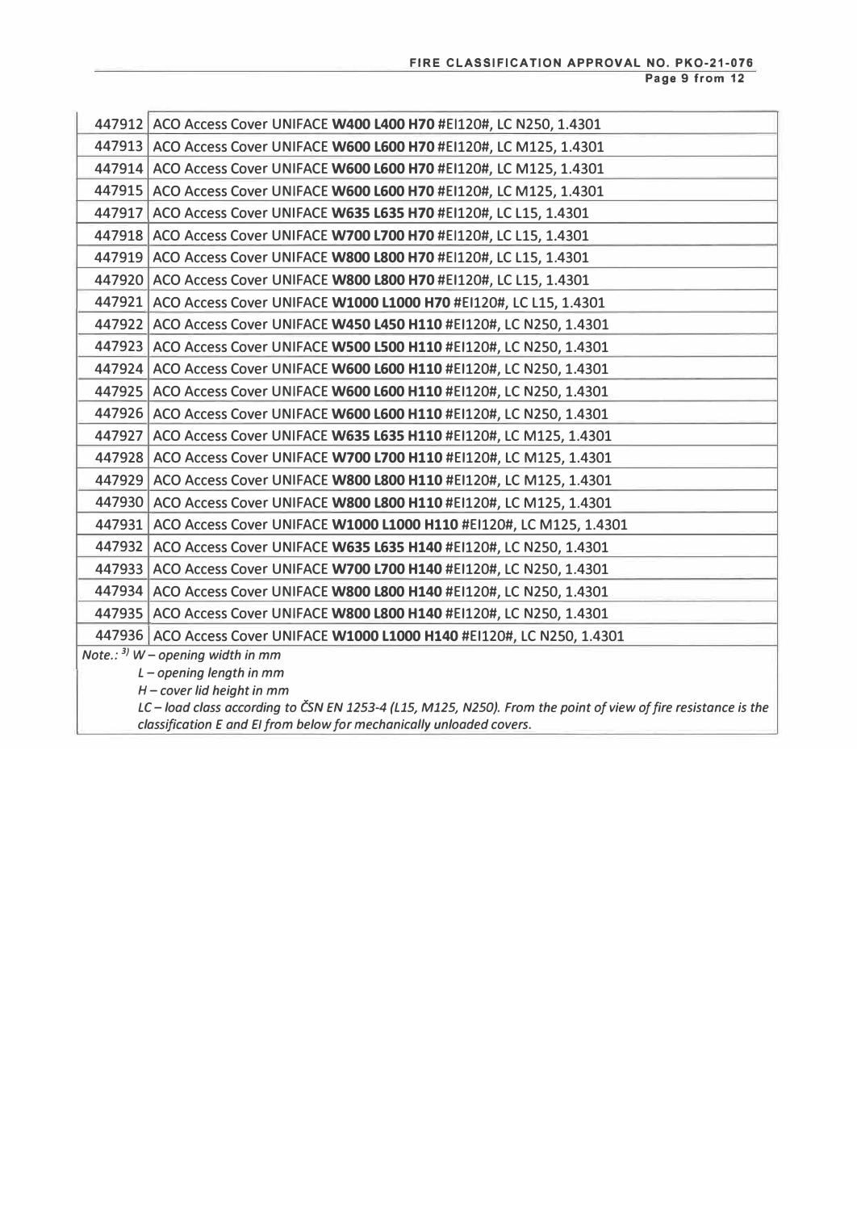| | |
|---|---|
| 447912 | ACO Access Cover UNIFACE **W400 L400 H70** #EI120#, LC N250, 1.4301 |
| 447913 | ACO Access Cover UNIFACE **W600 L600 H70** #EI120#, LC M125, 1.4301 |
| 447914 | ACO Access Cover UNIFACE **W600 L600 H70** #EI120#, LC M125, 1.4301 |
| 447915 | ACO Access Cover UNIFACE **W600 L600 H70** #EI120#, LC M125, 1.4301 |
| 447917 | ACO Access Cover UNIFACE **W635 L635 H70** #EI120#, LC L15, 1.4301 |
| 447918 | ACO Access Cover UNIFACE **W700 L700 H70** #EI120#, LC L15, 1.4301 |
| 447919 | ACO Access Cover UNIFACE **W800 L800 H70** #EI120#, LC L15, 1.4301 |
| 447920 | ACO Access Cover UNIFACE **W800 L800 H70** #EI120#, LC L15, 1.4301 |
| 447921 | ACO Access Cover UNIFACE **W1000 L1000 H70** #EI120#, LC L15, 1.4301 |
| 447922 | ACO Access Cover UNIFACE **W450 L450 H110** #EI120#, LC N250, 1.4301 |
| 447923 | ACO Access Cover UNIFACE **W500 L500 H110** #EI120#, LC N250, 1.4301 |
| 447924 | ACO Access Cover UNIFACE **W600 L600 H110** #EI120#, LC N250, 1.4301 |
| 447925 | ACO Access Cover UNIFACE **W600 L600 H110** #EI120#, LC N250, 1.4301 |
| 447926 | ACO Access Cover UNIFACE **W600 L600 H110** #EI120#, LC N250, 1.4301 |
| 447927 | ACO Access Cover UNIFACE **W635 L635 H110** #EI120#, LC M125, 1.4301 |
| 447928 | ACO Access Cover UNIFACE **W700 L700 H110** #EI120#, LC M125, 1.4301 |
| 447929 | ACO Access Cover UNIFACE **W800 L800 H110** #EI120#, LC M125, 1.4301 |
| 447930 | ACO Access Cover UNIFACE **W800 L800 H110** #EI120#, LC M125, 1.4301 |
| 447931 | ACO Access Cover UNIFACE **W1000 L1000 H110** #EI120#, LC M125, 1.4301 |
| 447932 | ACO Access Cover UNIFACE **W635 L635 H140** #EI120#, LC N250, 1.4301 |
| 447933 | ACO Access Cover UNIFACE **W700 L700 H140** #EI120#, LC N250, 1.4301 |
| 447934 | ACO Access Cover UNIFACE **W800 L800 H140** #EI120#, LC N250, 1.4301 |
| 447935 | ACO Access Cover UNIFACE **W800 L800 H140** #EI120#, LC N250, 1.4301 |
| 447936 | ACO Access Cover UNIFACE **W1000 L1000 H140** #EI120#, LC N250, 1.4301 |

*Note.: [3] W – opening width in mm*
*L – opening length in mm*
*H – cover lid height in mm*
*LC – load class according to ČSN EN 1253-4 (L15, M125, N250). From the point of view of fire resistance is the classification E and EI from below for mechanically unloaded covers.*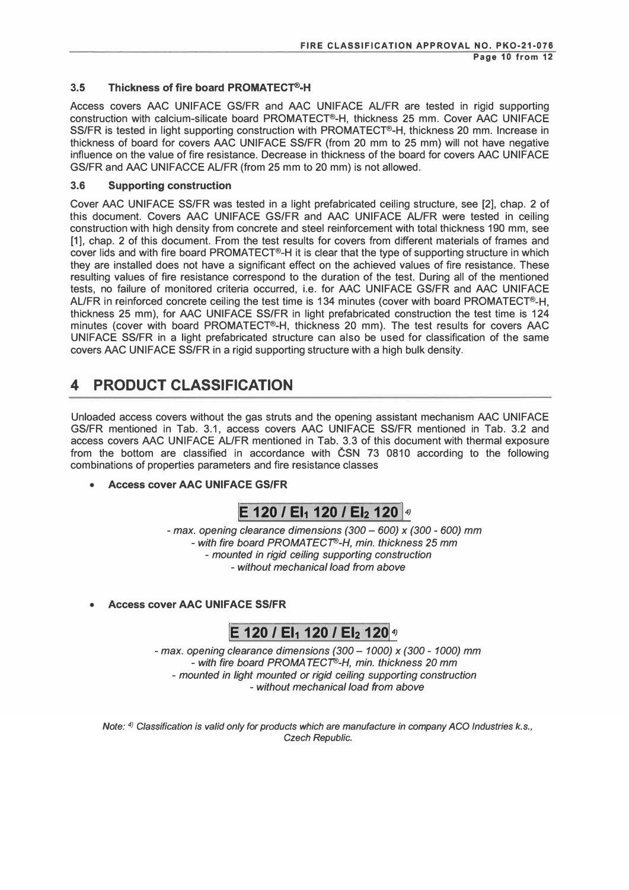### 3.5 Thickness of fire board PROMATECT®-H

Access covers AAC UNIFACE GS/FR and AAC UNIFACE AL/FR are tested in rigid supporting construction with calcium-silicate board PROMATECT®-H, thickness 25 mm. Cover AAC UNIFACE SS/FR is tested in light supporting construction with PROMATECT®-H, thickness 20 mm. Increase in thickness of board for covers AAC UNIFACE SS/FR (from 20 mm to 25 mm) will not have negative influence on the value of fire resistance. Decrease in thickness of the board for covers AAC UNIFACE GS/FR and AAC UNIFACCE AL/FR (from 25 mm to 20 mm) is not allowed.

### 3.6 Supporting construction

Cover AAC UNIFACE SS/FR was tested in a light prefabricated ceiling structure, see [2], chap. 2 of this document. Covers AAC UNIFACE GS/FR and AAC UNIFACE AL/FR were tested in ceiling construction with high density from concrete and steel reinforcement with total thickness 190 mm, see [1], chap. 2 of this document. From the test results for covers from different materials of frames and cover lids and with fire board PROMATECT®-H it is clear that the type of supporting structure in which they are installed does not have a significant effect on the achieved values of fire resistance. These resulting values of fire resistance correspond to the duration of the test. During all of the mentioned tests, no failure of monitored criteria occurred, i.e. for AAC UNIFACE GS/FR and AAC UNIFACE AL/FR in reinforced concrete ceiling the test time is 134 minutes (cover with board PROMATECT®-H, thickness 25 mm), for AAC UNIFACE SS/FR in light prefabricated construction the test time is 124 minutes (cover with board PROMATECT®-H, thickness 20 mm). The test results for covers AAC UNIFACE SS/FR in a light prefabricated structure can also be used for classification of the same covers AAC UNIFACE SS/FR in a rigid supporting structure with a high bulk density.

# 4 PRODUCT CLASSIFICATION

Unloaded access covers without the gas struts and the opening assistant mechanism AAC UNIFACE GS/FR mentioned in Tab. 3.1, access covers AAC UNIFACE SS/FR mentioned in Tab. 3.2 and access covers AAC UNIFACE AL/FR mentioned in Tab. 3.3 of this document with thermal exposure from the bottom are classified in accordance with ČSN 73 0810 according to the following combinations of properties parameters and fire resistance classes

- **Access cover AAC UNIFACE GS/FR**

**E 120 / $EI_1$ 120 / $EI_2$ 120** [4)]

*- max. opening clearance dimensions (300 – 600) x (300 - 600) mm*
*- with fire board PROMATECT®-H, min. thickness 25 mm*
*- mounted in rigid ceiling supporting construction*
*- without mechanical load from above*

- **Access cover AAC UNIFACE SS/FR**

**E 120 / $EI_1$ 120 / $EI_2$ 120** [4)]

*- max. opening clearance dimensions (300 – 1000) x (300 - 1000) mm*
*- with fire board PROMATECT®-H, min. thickness 20 mm*
*- mounted in light mounted or rigid ceiling supporting construction*
*- without mechanical load from above*

*Note: [4)] Classification is valid only for products which are manufacture in company ACO Industries k.s., Czech Republic.*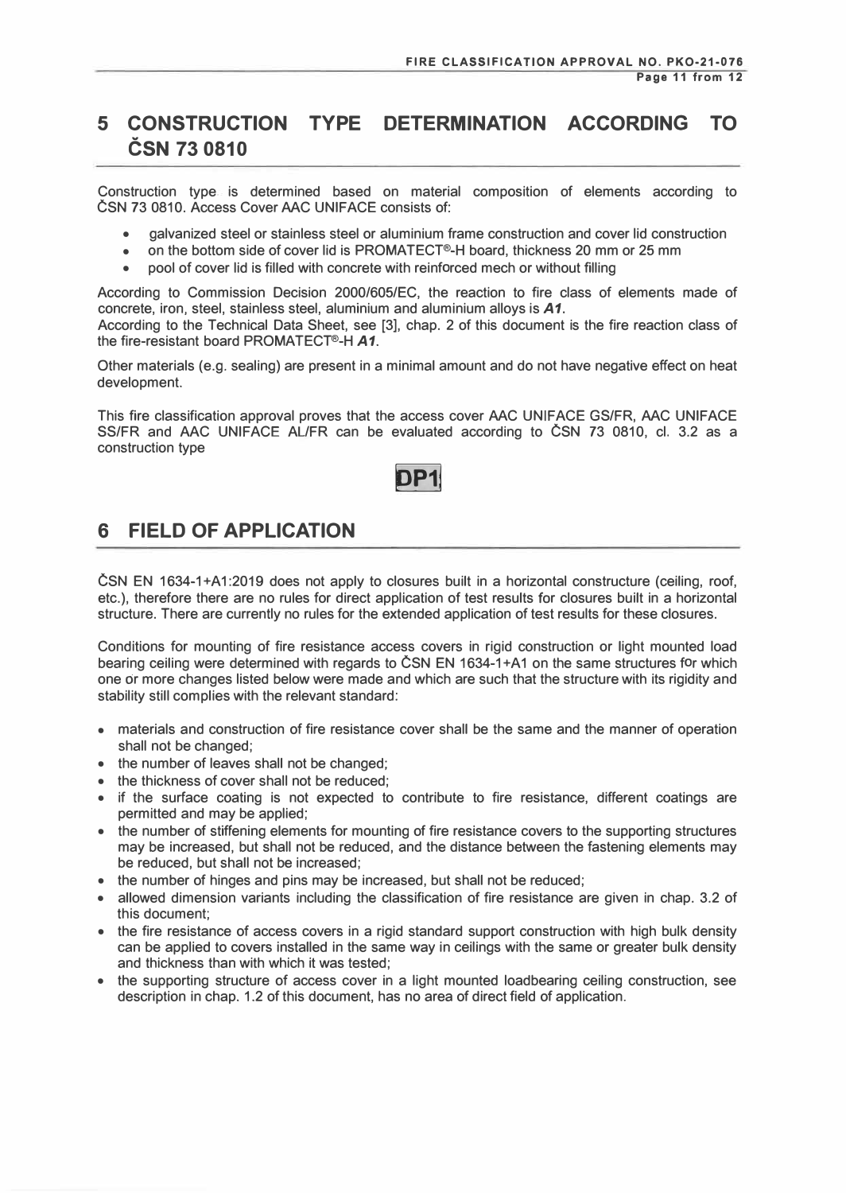# 5 CONSTRUCTION TYPE DETERMINATION ACCORDING TO ČSN 73 0810

Construction type is determined based on material composition of elements according to ČSN 73 0810. Access Cover AAC UNIFACE consists of:

- galvanized steel or stainless steel or aluminium frame construction and cover lid construction
- on the bottom side of cover lid is PROMATECT®-H board, thickness 20 mm or 25 mm
- pool of cover lid is filled with concrete with reinforced mech or without filling

According to Commission Decision 2000/605/EC, the reaction to fire class of elements made of concrete, iron, steel, stainless steel, aluminium and aluminium alloys is ***A1***.
According to the Technical Data Sheet, see [3], chap. 2 of this document is the fire reaction class of the fire-resistant board PROMATECT®-H ***A1***.

Other materials (e.g. sealing) are present in a minimal amount and do not have negative effect on heat development.

This fire classification approval proves that the access cover AAC UNIFACE GS/FR, AAC UNIFACE SS/FR and AAC UNIFACE AL/FR can be evaluated according to ČSN 73 0810, cl. 3.2 as a construction type

**DP1**

# 6 FIELD OF APPLICATION

ČSN EN 1634-1+A1:2019 does not apply to closures built in a horizontal constructure (ceiling, roof, etc.), therefore there are no rules for direct application of test results for closures built in a horizontal structure. There are currently no rules for the extended application of test results for these closures.

Conditions for mounting of fire resistance access covers in rigid construction or light mounted load bearing ceiling were determined with regards to ČSN EN 1634-1+A1 on the same structures for which one or more changes listed below were made and which are such that the structure with its rigidity and stability still complies with the relevant standard:

- materials and construction of fire resistance cover shall be the same and the manner of operation shall not be changed;
- the number of leaves shall not be changed;
- the thickness of cover shall not be reduced;
- if the surface coating is not expected to contribute to fire resistance, different coatings are permitted and may be applied;
- the number of stiffening elements for mounting of fire resistance covers to the supporting structures may be increased, but shall not be reduced, and the distance between the fastening elements may be reduced, but shall not be increased;
- the number of hinges and pins may be increased, but shall not be reduced;
- allowed dimension variants including the classification of fire resistance are given in chap. 3.2 of this document;
- the fire resistance of access covers in a rigid standard support construction with high bulk density can be applied to covers installed in the same way in ceilings with the same or greater bulk density and thickness than with which it was tested;
- the supporting structure of access cover in a light mounted loadbearing ceiling construction, see description in chap. 1.2 of this document, has no area of direct field of application.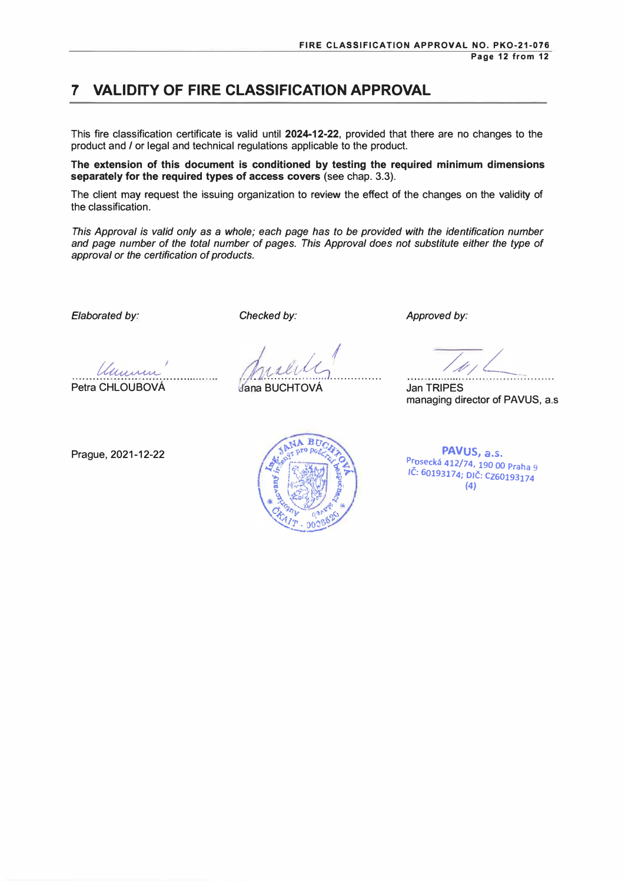## 7 VALIDITY OF FIRE CLASSIFICATION APPROVAL

This fire classification certificate is valid until **2024-12-22**, provided that there are no changes to the product and / or legal and technical regulations applicable to the product.

**The extension of this document is conditioned by testing the required minimum dimensions separately for the required types of access covers** (see chap. 3.3).

The client may request the issuing organization to review the effect of the changes on the validity of the classification.

*This Approval is valid only as a whole; each page has to be provided with the identification number and page number of the total number of pages. This Approval does not substitute either the type of approval or the certification of products.*

*Elaborated by:*

Petra CHLOUBOVÁ

*Checked by:*

Jana BUCHTOVÁ

*Approved by:*

Jan TRIPES
managing director of PAVUS, a.s

Prague, 2021-12-22

Ing. JANA BUCHTOVÁ
Autorizovaný inženýr pro požární bezpečnost staveb
ČKAIT - 0003620

PAVUS, a.s.
Prosecká 412/74, 190 00 Praha 9
IČ: 60193174; DIČ: CZ60193174
(4)